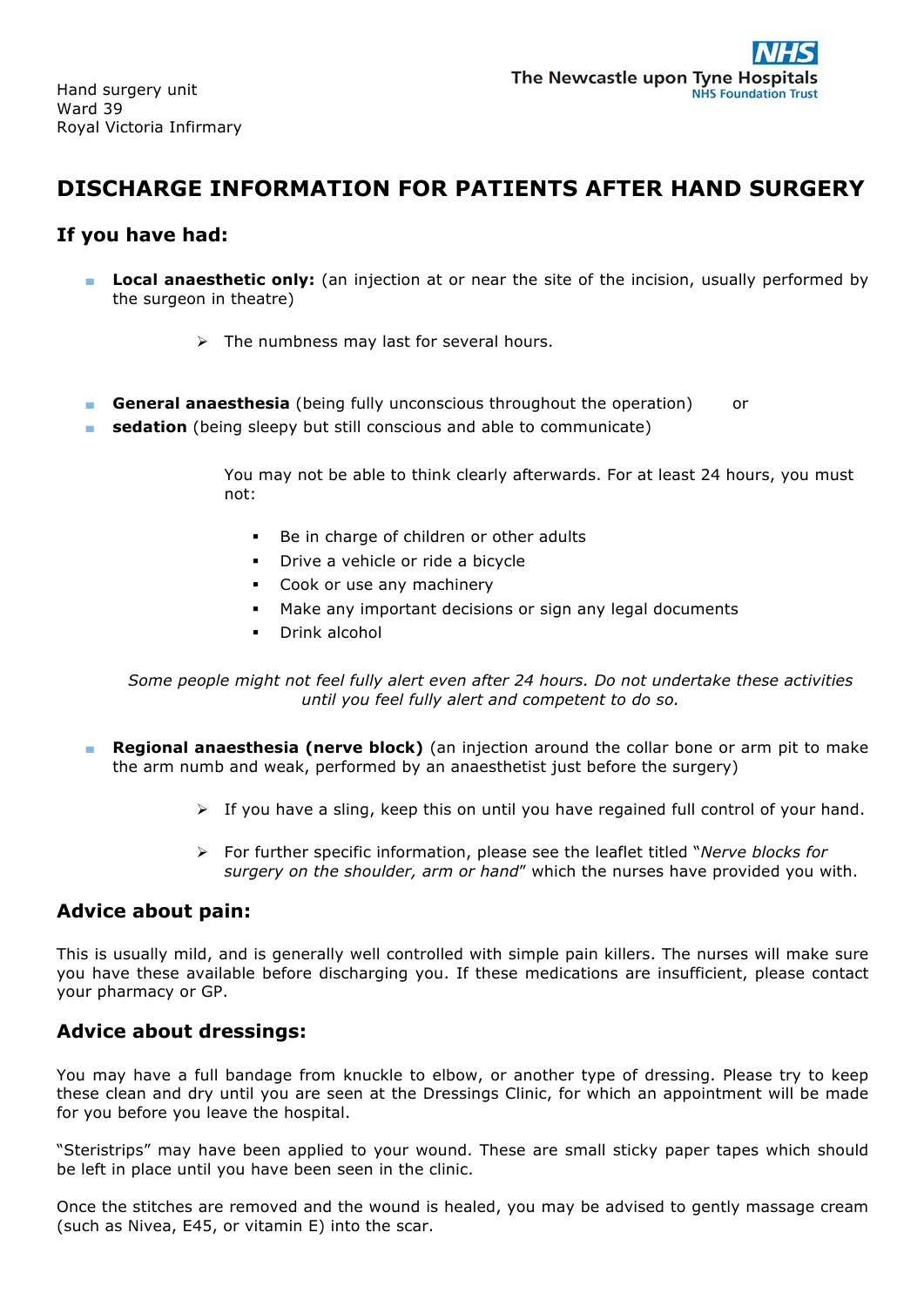Hand surgery unit
Ward 39
Royal Victoria Infirmary

The Newcastle upon Tyne Hospitals
NHS Foundation Trust

# DISCHARGE INFORMATION FOR PATIENTS AFTER HAND SURGERY

## If you have had:

- **Local anaesthetic only:** (an injection at or near the site of the incision, usually performed by the surgeon in theatre)

  - The numbness may last for several hours.

- **General anaesthesia** (being fully unconscious throughout the operation) or
- **sedation** (being sleepy but still conscious and able to communicate)

  You may not be able to think clearly afterwards. For at least 24 hours, you must not:

  - Be in charge of children or other adults
  - Drive a vehicle or ride a bicycle
  - Cook or use any machinery
  - Make any important decisions or sign any legal documents
  - Drink alcohol

  *Some people might not feel fully alert even after 24 hours. Do not undertake these activities until you feel fully alert and competent to do so.*

- **Regional anaesthesia (nerve block)** (an injection around the collar bone or arm pit to make the arm numb and weak, performed by an anaesthetist just before the surgery)

  - If you have a sling, keep this on until you have regained full control of your hand.
  - For further specific information, please see the leaflet titled "*Nerve blocks for surgery on the shoulder, arm or hand*" which the nurses have provided you with.

## Advice about pain:

This is usually mild, and is generally well controlled with simple pain killers. The nurses will make sure you have these available before discharging you. If these medications are insufficient, please contact your pharmacy or GP.

## Advice about dressings:

You may have a full bandage from knuckle to elbow, or another type of dressing. Please try to keep these clean and dry until you are seen at the Dressings Clinic, for which an appointment will be made for you before you leave the hospital.

"Steristrips" may have been applied to your wound. These are small sticky paper tapes which should be left in place until you have been seen in the clinic.

Once the stitches are removed and the wound is healed, you may be advised to gently massage cream (such as Nivea, E45, or vitamin E) into the scar.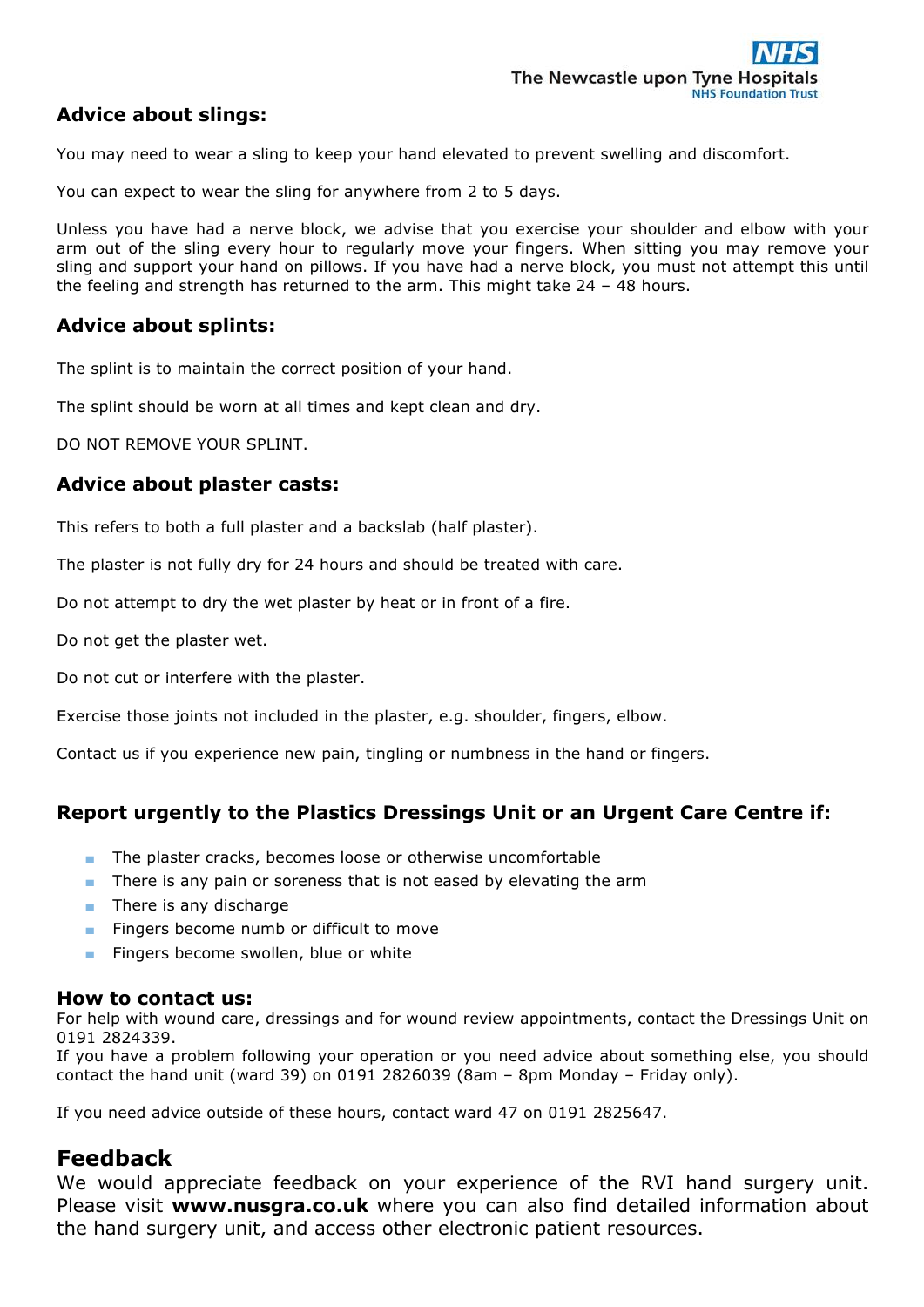## Advice about slings:

You may need to wear a sling to keep your hand elevated to prevent swelling and discomfort.

You can expect to wear the sling for anywhere from 2 to 5 days.

Unless you have had a nerve block, we advise that you exercise your shoulder and elbow with your arm out of the sling every hour to regularly move your fingers. When sitting you may remove your sling and support your hand on pillows. If you have had a nerve block, you must not attempt this until the feeling and strength has returned to the arm. This might take 24 – 48 hours.

## Advice about splints:

The splint is to maintain the correct position of your hand.

The splint should be worn at all times and kept clean and dry.

DO NOT REMOVE YOUR SPLINT.

## Advice about plaster casts:

This refers to both a full plaster and a backslab (half plaster).

The plaster is not fully dry for 24 hours and should be treated with care.

Do not attempt to dry the wet plaster by heat or in front of a fire.

Do not get the plaster wet.

Do not cut or interfere with the plaster.

Exercise those joints not included in the plaster, e.g. shoulder, fingers, elbow.

Contact us if you experience new pain, tingling or numbness in the hand or fingers.

## Report urgently to the Plastics Dressings Unit or an Urgent Care Centre if:

- The plaster cracks, becomes loose or otherwise uncomfortable
- There is any pain or soreness that is not eased by elevating the arm
- There is any discharge
- Fingers become numb or difficult to move
- Fingers become swollen, blue or white

## How to contact us:

For help with wound care, dressings and for wound review appointments, contact the Dressings Unit on 0191 2824339.
If you have a problem following your operation or you need advice about something else, you should contact the hand unit (ward 39) on 0191 2826039 (8am – 8pm Monday – Friday only).

If you need advice outside of these hours, contact ward 47 on 0191 2825647.

# Feedback

We would appreciate feedback on your experience of the RVI hand surgery unit. Please visit **www.nusgra.co.uk** where you can also find detailed information about the hand surgery unit, and access other electronic patient resources.